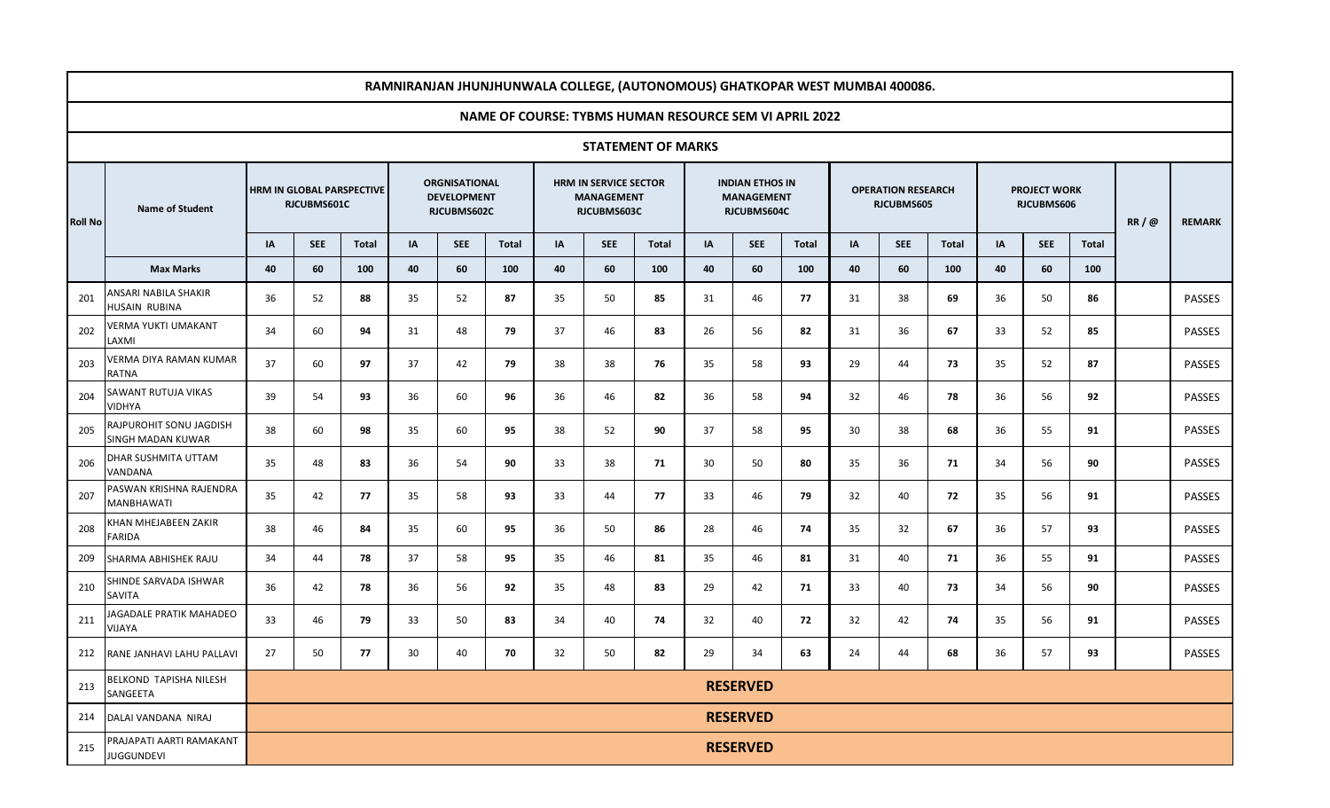# RAMNIRANJAN JHUNJHUNWALA COLLEGE, (AUTONOMOUS) GHATKOPAR WEST MUMBAI 400086.

## NAME OF COURSE: TYBMS HUMAN RESOURCE SEM VI APRIL 2022

### STATEMENT OF MARKS

| Roll No | Name of Student | HRM IN GLOBAL PARSPECTIVE RJCUBMS601C | | | ORGNISATIONAL DEVELOPMENT RJCUBMS602C | | | HRM IN SERVICE SECTOR MANAGEMENT RJCUBMS603C | | | INDIAN ETHOS IN MANAGEMENT RJCUBMS604C | | | OPERATION RESEARCH RJCUBMS605 | | | PROJECT WORK RJCUBMS606 | | | RR / @ | REMARK |
|---|---|---|---|---|---|---|---|---|---|---|---|---|---|---|---|---|---|---|---|---|---|
| | | IA | SEE | Total | IA | SEE | Total | IA | SEE | Total | IA | SEE | Total | IA | SEE | Total | IA | SEE | Total | | |
| | **Max Marks** | 40 | 60 | 100 | 40 | 60 | 100 | 40 | 60 | 100 | 40 | 60 | 100 | 40 | 60 | 100 | 40 | 60 | 100 | | |
| 201 | ANSARI NABILA SHAKIR HUSAIN RUBINA | 36 | 52 | **88** | 35 | 52 | **87** | 35 | 50 | **85** | 31 | 46 | **77** | 31 | 38 | **69** | 36 | 50 | **86** | | PASSES |
| 202 | VERMA YUKTI UMAKANT LAXMI | 34 | 60 | **94** | 31 | 48 | **79** | 37 | 46 | **83** | 26 | 56 | **82** | 31 | 36 | **67** | 33 | 52 | **85** | | PASSES |
| 203 | VERMA DIYA RAMAN KUMAR RATNA | 37 | 60 | **97** | 37 | 42 | **79** | 38 | 38 | **76** | 35 | 58 | **93** | 29 | 44 | **73** | 35 | 52 | **87** | | PASSES |
| 204 | SAWANT RUTUJA VIKAS VIDHYA | 39 | 54 | **93** | 36 | 60 | **96** | 36 | 46 | **82** | 36 | 58 | **94** | 32 | 46 | **78** | 36 | 56 | **92** | | PASSES |
| 205 | RAJPUROHIT SONU JAGDISH SINGH MADAN KUWAR | 38 | 60 | **98** | 35 | 60 | **95** | 38 | 52 | **90** | 37 | 58 | **95** | 30 | 38 | **68** | 36 | 55 | **91** | | PASSES |
| 206 | DHAR SUSHMITA UTTAM VANDANA | 35 | 48 | **83** | 36 | 54 | **90** | 33 | 38 | **71** | 30 | 50 | **80** | 35 | 36 | **71** | 34 | 56 | **90** | | PASSES |
| 207 | PASWAN KRISHNA RAJENDRA MANBHAWATI | 35 | 42 | **77** | 35 | 58 | **93** | 33 | 44 | **77** | 33 | 46 | **79** | 32 | 40 | **72** | 35 | 56 | **91** | | PASSES |
| 208 | KHAN MHEJABEEN ZAKIR FARIDA | 38 | 46 | **84** | 35 | 60 | **95** | 36 | 50 | **86** | 28 | 46 | **74** | 35 | 32 | **67** | 36 | 57 | **93** | | PASSES |
| 209 | SHARMA ABHISHEK RAJU | 34 | 44 | **78** | 37 | 58 | **95** | 35 | 46 | **81** | 35 | 46 | **81** | 31 | 40 | **71** | 36 | 55 | **91** | | PASSES |
| 210 | SHINDE SARVADA ISHWAR SAVITA | 36 | 42 | **78** | 36 | 56 | **92** | 35 | 48 | **83** | 29 | 42 | **71** | 33 | 40 | **73** | 34 | 56 | **90** | | PASSES |
| 211 | JAGADALE PRATIK MAHADEO VIJAYA | 33 | 46 | **79** | 33 | 50 | **83** | 34 | 40 | **74** | 32 | 40 | **72** | 32 | 42 | **74** | 35 | 56 | **91** | | PASSES |
| 212 | RANE JANHAVI LAHU PALLAVI | 27 | 50 | **77** | 30 | 40 | **70** | 32 | 50 | **82** | 29 | 34 | **63** | 24 | 44 | **68** | 36 | 57 | **93** | | PASSES |
| 213 | BELKOND TAPISHA NILESH SANGEETA | **RESERVED** | | | | | | | | | | | | | | | | | | | |
| 214 | DALAI VANDANA NIRAJ | **RESERVED** | | | | | | | | | | | | | | | | | | | |
| 215 | PRAJAPATI AARTI RAMAKANT JUGGUNDEVI | **RESERVED** | | | | | | | | | | | | | | | | | | | |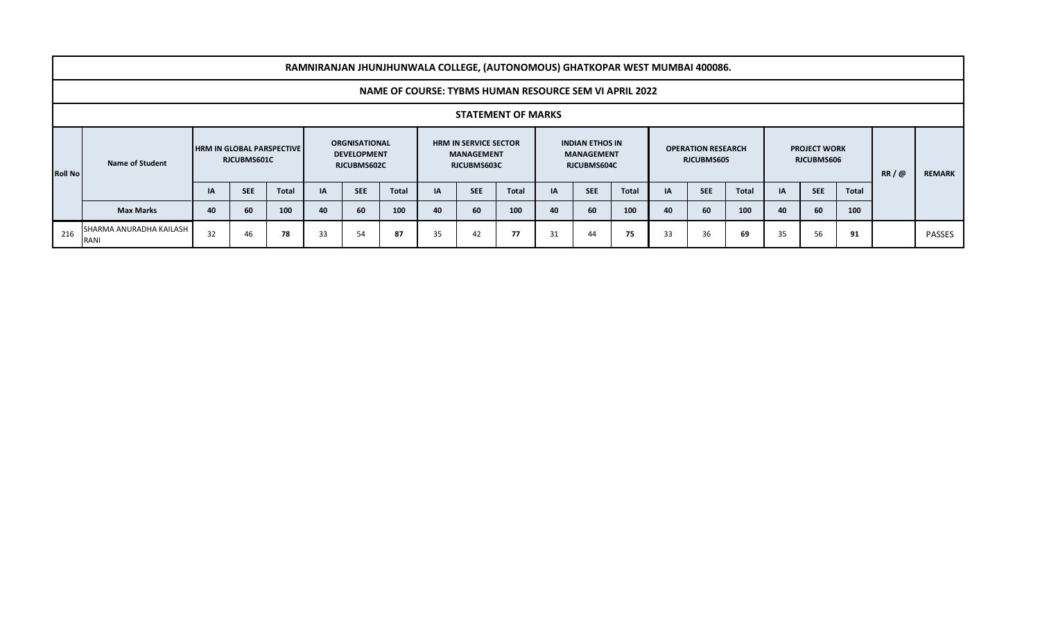RAMNIRANJAN JHUNJHUNWALA COLLEGE, (AUTONOMOUS) GHATKOPAR WEST MUMBAI 400086.

NAME OF COURSE: TYBMS HUMAN RESOURCE SEM VI APRIL 2022

STATEMENT OF MARKS

| Roll No | Name of Student | HRM IN GLOBAL PARSPECTIVE RJCUBMS601C | | | ORGNISATIONAL DEVELOPMENT RJCUBMS602C | | | HRM IN SERVICE SECTOR MANAGEMENT RJCUBMS603C | | | INDIAN ETHOS IN MANAGEMENT RJCUBMS604C | | | OPERATION RESEARCH RJCUBMS605 | | | PROJECT WORK RJCUBMS606 | | | RR / @ | REMARK |
|---|---|---|---|---|---|---|---|---|---|---|---|---|---|---|---|---|---|---|---|---|---|
| | | IA | SEE | Total | IA | SEE | Total | IA | SEE | Total | IA | SEE | Total | IA | SEE | Total | IA | SEE | Total | | |
| | **Max Marks** | **40** | **60** | **100** | **40** | **60** | **100** | **40** | **60** | **100** | **40** | **60** | **100** | **40** | **60** | **100** | **40** | **60** | **100** | | |
| 216 | SHARMA ANURADHA KAILASH RANI | 32 | 46 | **78** | 33 | 54 | **87** | 35 | 42 | **77** | 31 | 44 | **75** | 33 | 36 | **69** | 35 | 56 | **91** | | PASSES |